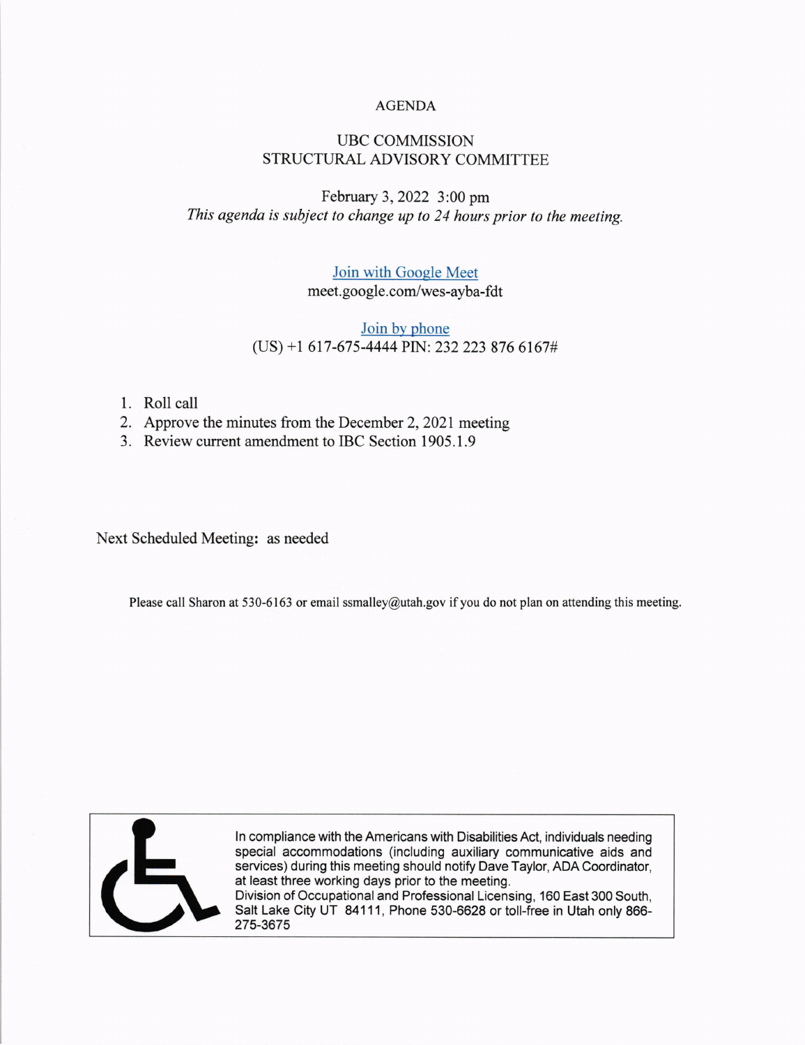# AGENDA

## UBC COMMISSION
## STRUCTURAL ADVISORY COMMITTEE

February 3, 2022 3:00 pm

*This agenda is subject to change up to 24 hours prior to the meeting.*

Join with Google Meet
meet.google.com/wes-ayba-fdt

Join by phone
(US) +1 617-675-4444 PIN: 232 223 876 6167#

1. Roll call
2. Approve the minutes from the December 2, 2021 meeting
3. Review current amendment to IBC Section 1905.1.9

Next Scheduled Meeting**:** as needed

Please call Sharon at 530-6163 or email ssmalley@utah.gov if you do not plan on attending this meeting.

In compliance with the Americans with Disabilities Act, individuals needing special accommodations (including auxiliary communicative aids and services) during this meeting should notify Dave Taylor, ADA Coordinator, at least three working days prior to the meeting.
Division of Occupational and Professional Licensing, 160 East 300 South, Salt Lake City UT 84111, Phone 530-6628 or toll-free in Utah only 866-275-3675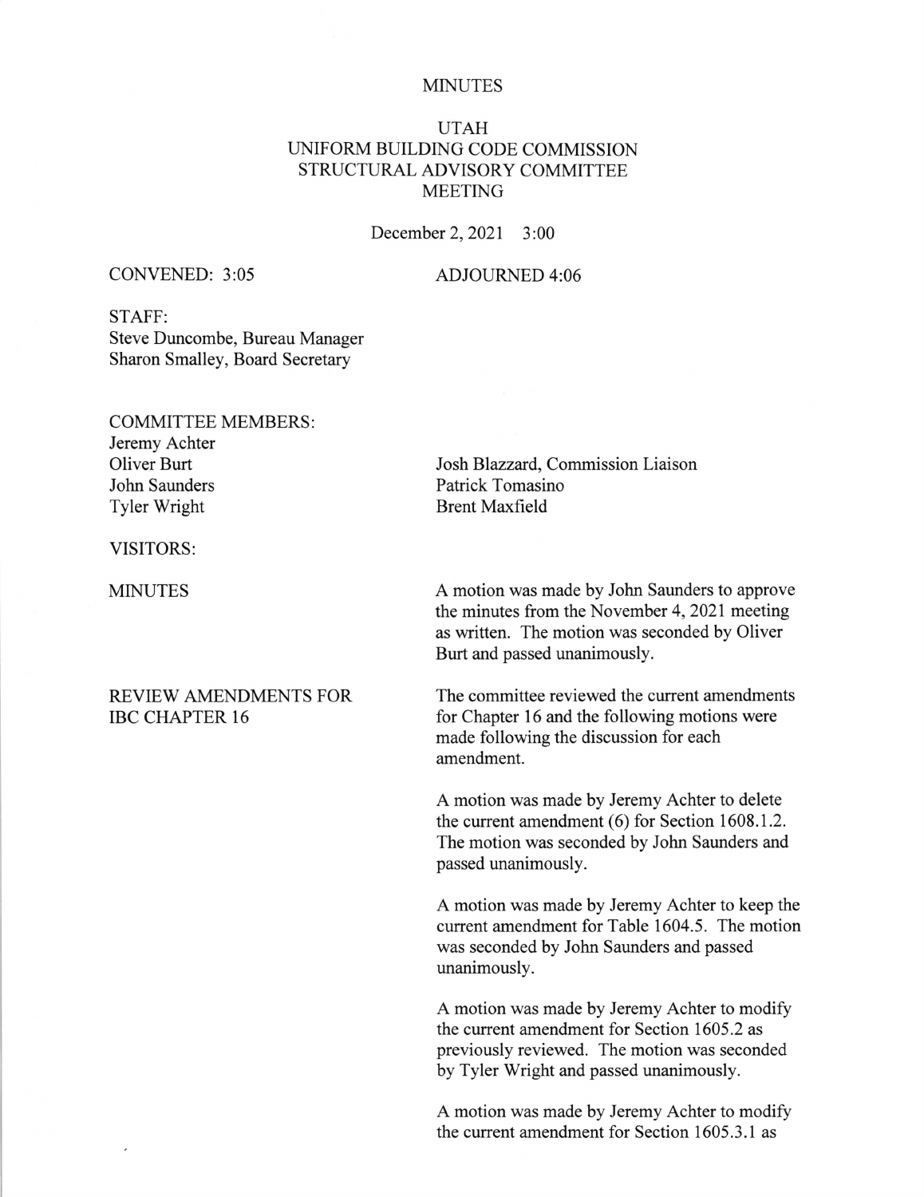MINUTES

UTAH
UNIFORM BUILDING CODE COMMISSION
STRUCTURAL ADVISORY COMMITTEE
MEETING

December 2, 2021 3:00

CONVENED: 3:05

ADJOURNED 4:06

STAFF:
Steve Duncombe, Bureau Manager
Sharon Smalley, Board Secretary

COMMITTEE MEMBERS:
Jeremy Achter
Oliver Burt
John Saunders
Tyler Wright
Josh Blazzard, Commission Liaison
Patrick Tomasino
Brent Maxfield

VISITORS:

MINUTES

A motion was made by John Saunders to approve the minutes from the November 4, 2021 meeting as written. The motion was seconded by Oliver Burt and passed unanimously.

REVIEW AMENDMENTS FOR IBC CHAPTER 16

The committee reviewed the current amendments for Chapter 16 and the following motions were made following the discussion for each amendment.

A motion was made by Jeremy Achter to delete the current amendment (6) for Section 1608.1.2. The motion was seconded by John Saunders and passed unanimously.

A motion was made by Jeremy Achter to keep the current amendment for Table 1604.5. The motion was seconded by John Saunders and passed unanimously.

A motion was made by Jeremy Achter to modify the current amendment for Section 1605.2 as previously reviewed. The motion was seconded by Tyler Wright and passed unanimously.

A motion was made by Jeremy Achter to modify the current amendment for Section 1605.3.1 as